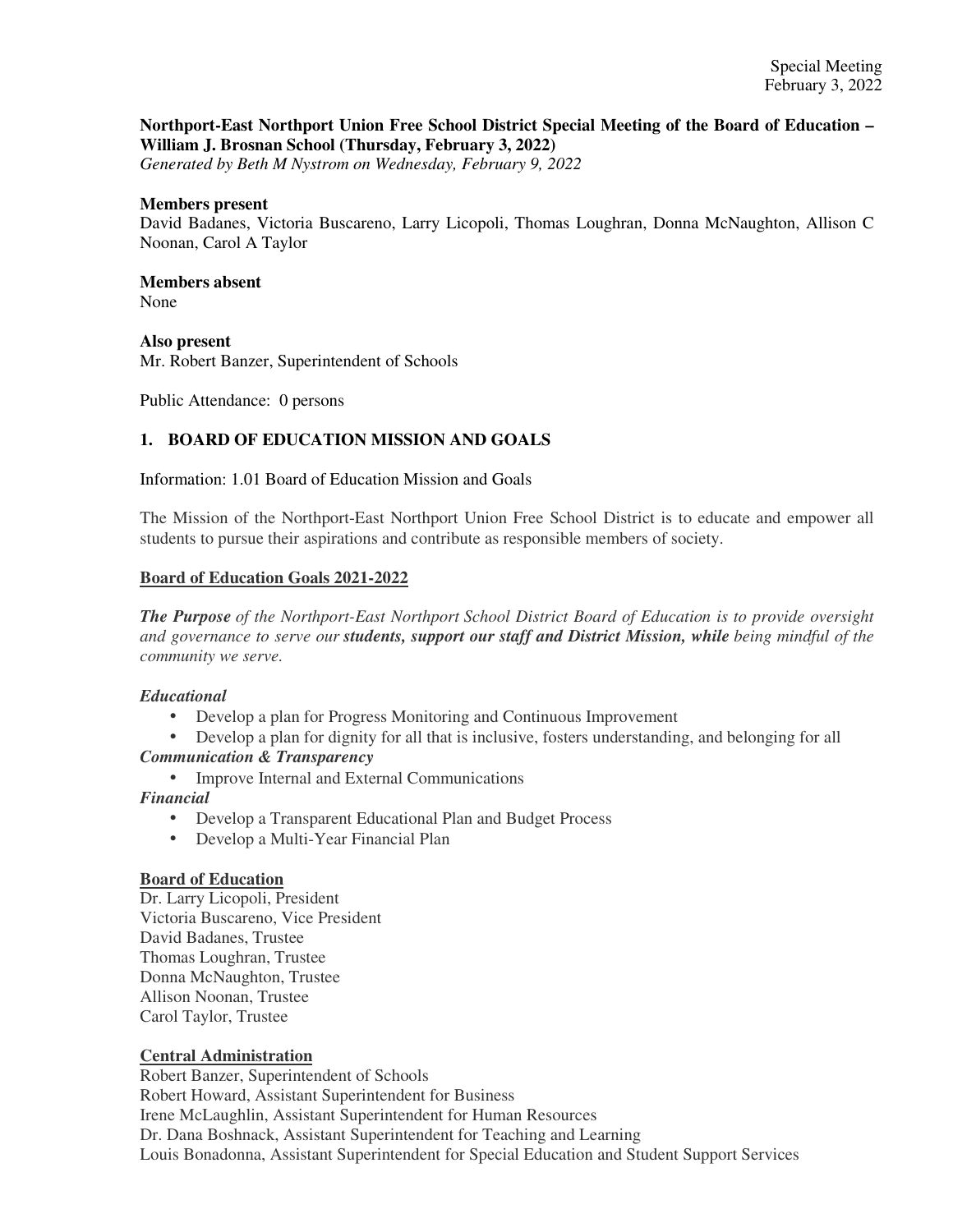Special Meeting
February 3, 2022

**Northport-East Northport Union Free School District Special Meeting of the Board of Education – William J. Brosnan School (Thursday, February 3, 2022)**
*Generated by Beth M Nystrom on Wednesday, February 9, 2022*

**Members present**
David Badanes, Victoria Buscareno, Larry Licopoli, Thomas Loughran, Donna McNaughton, Allison C Noonan, Carol A Taylor

**Members absent**
None

**Also present**
Mr. Robert Banzer, Superintendent of Schools

Public Attendance: 0 persons

## 1. BOARD OF EDUCATION MISSION AND GOALS

Information: 1.01 Board of Education Mission and Goals

The Mission of the Northport-East Northport Union Free School District is to educate and empower all students to pursue their aspirations and contribute as responsible members of society.

**Board of Education Goals 2021-2022**

***The Purpose*** *of the Northport-East Northport School District Board of Education is to provide oversight and governance to serve our* ***students, support our staff and District Mission, while*** *being mindful of the community we serve.*

***Educational***

- Develop a plan for Progress Monitoring and Continuous Improvement
- Develop a plan for dignity for all that is inclusive, fosters understanding, and belonging for all

***Communication & Transparency***

- Improve Internal and External Communications

***Financial***

- Develop a Transparent Educational Plan and Budget Process
- Develop a Multi-Year Financial Plan

**Board of Education**
Dr. Larry Licopoli, President
Victoria Buscareno, Vice President
David Badanes, Trustee
Thomas Loughran, Trustee
Donna McNaughton, Trustee
Allison Noonan, Trustee
Carol Taylor, Trustee

**Central Administration**
Robert Banzer, Superintendent of Schools
Robert Howard, Assistant Superintendent for Business
Irene McLaughlin, Assistant Superintendent for Human Resources
Dr. Dana Boshnack, Assistant Superintendent for Teaching and Learning
Louis Bonadonna, Assistant Superintendent for Special Education and Student Support Services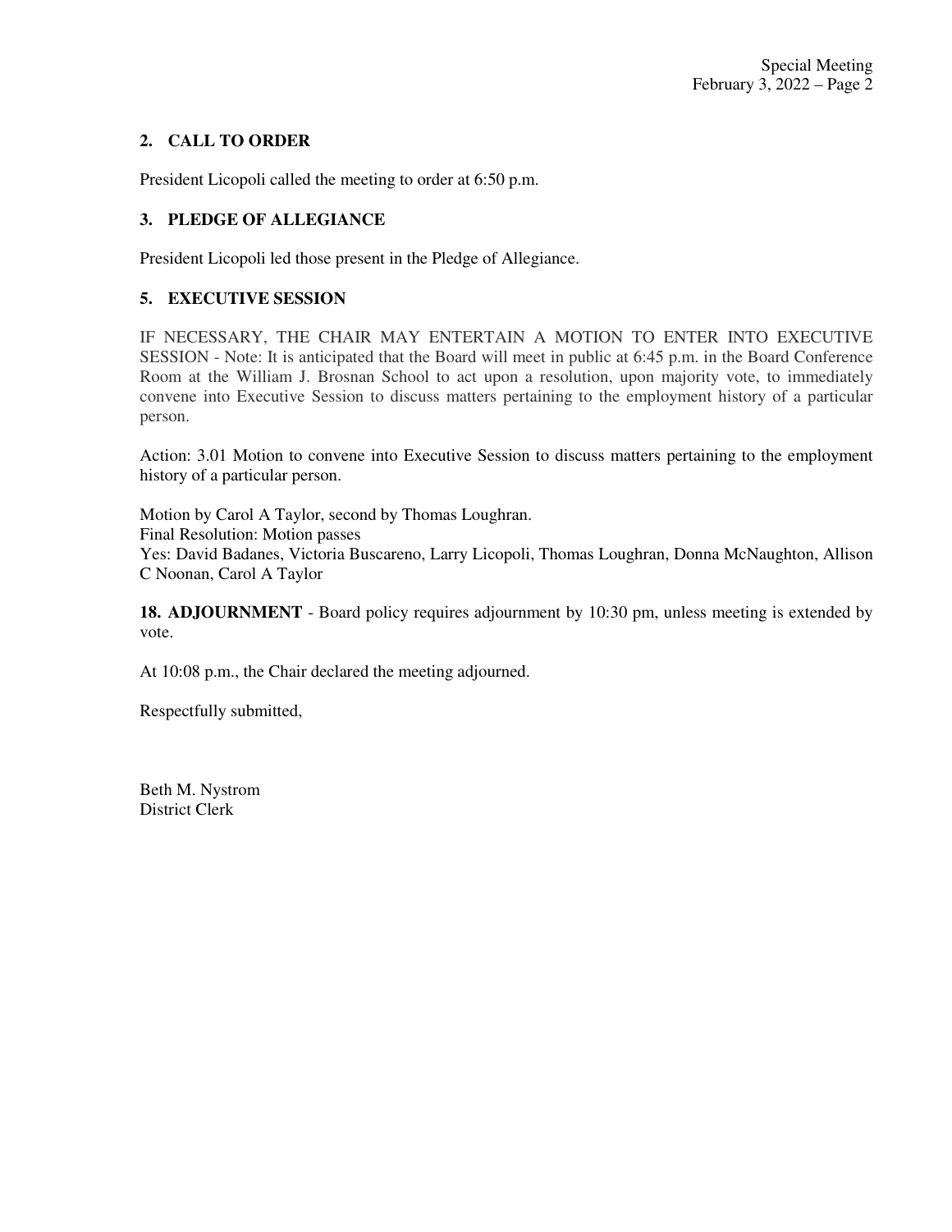## 2. CALL TO ORDER

President Licopoli called the meeting to order at 6:50 p.m.

## 3. PLEDGE OF ALLEGIANCE

President Licopoli led those present in the Pledge of Allegiance.

## 5. EXECUTIVE SESSION

IF NECESSARY, THE CHAIR MAY ENTERTAIN A MOTION TO ENTER INTO EXECUTIVE SESSION - Note: It is anticipated that the Board will meet in public at 6:45 p.m. in the Board Conference Room at the William J. Brosnan School to act upon a resolution, upon majority vote, to immediately convene into Executive Session to discuss matters pertaining to the employment history of a particular person.

Action: 3.01 Motion to convene into Executive Session to discuss matters pertaining to the employment history of a particular person.

Motion by Carol A Taylor, second by Thomas Loughran.
Final Resolution: Motion passes
Yes: David Badanes, Victoria Buscareno, Larry Licopoli, Thomas Loughran, Donna McNaughton, Allison C Noonan, Carol A Taylor

**18. ADJOURNMENT** - Board policy requires adjournment by 10:30 pm, unless meeting is extended by vote.

At 10:08 p.m., the Chair declared the meeting adjourned.

Respectfully submitted,

Beth M. Nystrom
District Clerk